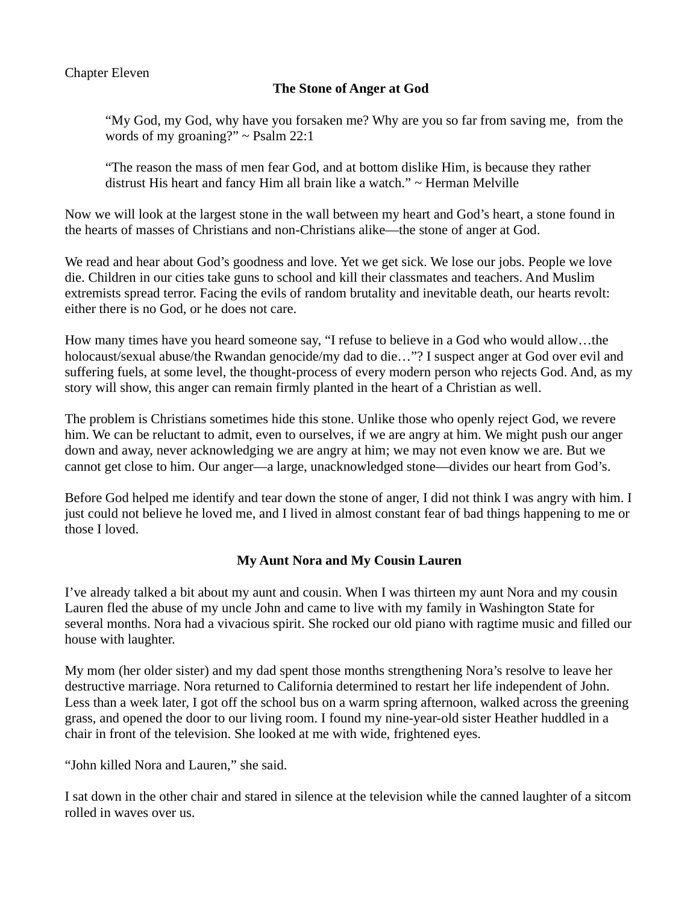Chapter Eleven

## The Stone of Anger at God

> "My God, my God, why have you forsaken me? Why are you so far from saving me, from the words of my groaning?" ~ Psalm 22:1

> "The reason the mass of men fear God, and at bottom dislike Him, is because they rather distrust His heart and fancy Him all brain like a watch." ~ Herman Melville

Now we will look at the largest stone in the wall between my heart and God's heart, a stone found in the hearts of masses of Christians and non-Christians alike—the stone of anger at God.

We read and hear about God's goodness and love. Yet we get sick. We lose our jobs. People we love die. Children in our cities take guns to school and kill their classmates and teachers. And Muslim extremists spread terror. Facing the evils of random brutality and inevitable death, our hearts revolt: either there is no God, or he does not care.

How many times have you heard someone say, "I refuse to believe in a God who would allow…the holocaust/sexual abuse/the Rwandan genocide/my dad to die…"? I suspect anger at God over evil and suffering fuels, at some level, the thought-process of every modern person who rejects God. And, as my story will show, this anger can remain firmly planted in the heart of a Christian as well.

The problem is Christians sometimes hide this stone. Unlike those who openly reject God, we revere him. We can be reluctant to admit, even to ourselves, if we are angry at him. We might push our anger down and away, never acknowledging we are angry at him; we may not even know we are. But we cannot get close to him. Our anger—a large, unacknowledged stone—divides our heart from God's.

Before God helped me identify and tear down the stone of anger, I did not think I was angry with him. I just could not believe he loved me, and I lived in almost constant fear of bad things happening to me or those I loved.

### My Aunt Nora and My Cousin Lauren

I've already talked a bit about my aunt and cousin. When I was thirteen my aunt Nora and my cousin Lauren fled the abuse of my uncle John and came to live with my family in Washington State for several months. Nora had a vivacious spirit. She rocked our old piano with ragtime music and filled our house with laughter.

My mom (her older sister) and my dad spent those months strengthening Nora's resolve to leave her destructive marriage. Nora returned to California determined to restart her life independent of John. Less than a week later, I got off the school bus on a warm spring afternoon, walked across the greening grass, and opened the door to our living room. I found my nine-year-old sister Heather huddled in a chair in front of the television. She looked at me with wide, frightened eyes.

"John killed Nora and Lauren," she said.

I sat down in the other chair and stared in silence at the television while the canned laughter of a sitcom rolled in waves over us.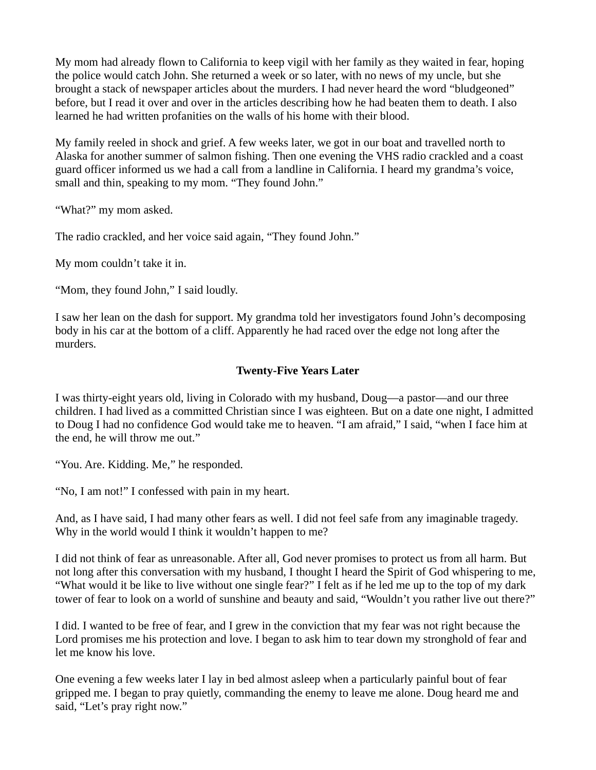My mom had already flown to California to keep vigil with her family as they waited in fear, hoping the police would catch John. She returned a week or so later, with no news of my uncle, but she brought a stack of newspaper articles about the murders. I had never heard the word “bludgeoned” before, but I read it over and over in the articles describing how he had beaten them to death. I also learned he had written profanities on the walls of his home with their blood.

My family reeled in shock and grief. A few weeks later, we got in our boat and travelled north to Alaska for another summer of salmon fishing. Then one evening the VHS radio crackled and a coast guard officer informed us we had a call from a landline in California. I heard my grandma’s voice, small and thin, speaking to my mom. “They found John.”

“What?” my mom asked.

The radio crackled, and her voice said again, “They found John.”

My mom couldn’t take it in.

“Mom, they found John,” I said loudly.

I saw her lean on the dash for support. My grandma told her investigators found John’s decomposing body in his car at the bottom of a cliff. Apparently he had raced over the edge not long after the murders.

**Twenty-Five Years Later**

I was thirty-eight years old, living in Colorado with my husband, Doug—a pastor—and our three children. I had lived as a committed Christian since I was eighteen. But on a date one night, I admitted to Doug I had no confidence God would take me to heaven. “I am afraid,” I said, “when I face him at the end, he will throw me out.”

“You. Are. Kidding. Me,” he responded.

“No, I am not!” I confessed with pain in my heart.

And, as I have said, I had many other fears as well. I did not feel safe from any imaginable tragedy. Why in the world would I think it wouldn’t happen to me?

I did not think of fear as unreasonable. After all, God never promises to protect us from all harm. But not long after this conversation with my husband, I thought I heard the Spirit of God whispering to me, “What would it be like to live without one single fear?” I felt as if he led me up to the top of my dark tower of fear to look on a world of sunshine and beauty and said, “Wouldn’t you rather live out there?”

I did. I wanted to be free of fear, and I grew in the conviction that my fear was not right because the Lord promises me his protection and love. I began to ask him to tear down my stronghold of fear and let me know his love.

One evening a few weeks later I lay in bed almost asleep when a particularly painful bout of fear gripped me. I began to pray quietly, commanding the enemy to leave me alone. Doug heard me and said, “Let’s pray right now.”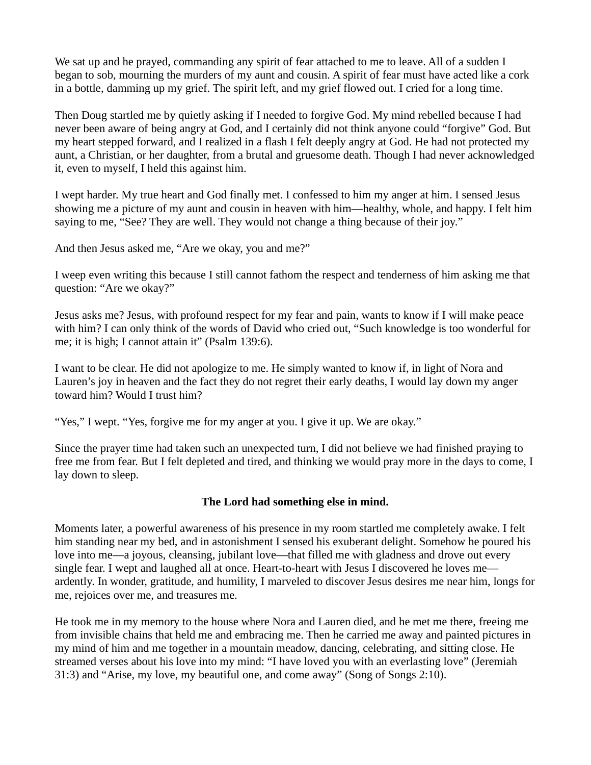We sat up and he prayed, commanding any spirit of fear attached to me to leave. All of a sudden I began to sob, mourning the murders of my aunt and cousin. A spirit of fear must have acted like a cork in a bottle, damming up my grief. The spirit left, and my grief flowed out. I cried for a long time.

Then Doug startled me by quietly asking if I needed to forgive God. My mind rebelled because I had never been aware of being angry at God, and I certainly did not think anyone could "forgive" God. But my heart stepped forward, and I realized in a flash I felt deeply angry at God. He had not protected my aunt, a Christian, or her daughter, from a brutal and gruesome death. Though I had never acknowledged it, even to myself, I held this against him.

I wept harder. My true heart and God finally met. I confessed to him my anger at him. I sensed Jesus showing me a picture of my aunt and cousin in heaven with him—healthy, whole, and happy. I felt him saying to me, "See? They are well. They would not change a thing because of their joy."

And then Jesus asked me, "Are we okay, you and me?"

I weep even writing this because I still cannot fathom the respect and tenderness of him asking me that question: "Are we okay?"

Jesus asks me? Jesus, with profound respect for my fear and pain, wants to know if I will make peace with him? I can only think of the words of David who cried out, "Such knowledge is too wonderful for me; it is high; I cannot attain it" (Psalm 139:6).

I want to be clear. He did not apologize to me. He simply wanted to know if, in light of Nora and Lauren's joy in heaven and the fact they do not regret their early deaths, I would lay down my anger toward him? Would I trust him?

"Yes," I wept. "Yes, forgive me for my anger at you. I give it up. We are okay."

Since the prayer time had taken such an unexpected turn, I did not believe we had finished praying to free me from fear. But I felt depleted and tired, and thinking we would pray more in the days to come, I lay down to sleep.

**The Lord had something else in mind.**

Moments later, a powerful awareness of his presence in my room startled me completely awake. I felt him standing near my bed, and in astonishment I sensed his exuberant delight. Somehow he poured his love into me—a joyous, cleansing, jubilant love—that filled me with gladness and drove out every single fear. I wept and laughed all at once. Heart-to-heart with Jesus I discovered he loves me—ardently. In wonder, gratitude, and humility, I marveled to discover Jesus desires me near him, longs for me, rejoices over me, and treasures me.

He took me in my memory to the house where Nora and Lauren died, and he met me there, freeing me from invisible chains that held me and embracing me. Then he carried me away and painted pictures in my mind of him and me together in a mountain meadow, dancing, celebrating, and sitting close. He streamed verses about his love into my mind: "I have loved you with an everlasting love" (Jeremiah 31:3) and "Arise, my love, my beautiful one, and come away" (Song of Songs 2:10).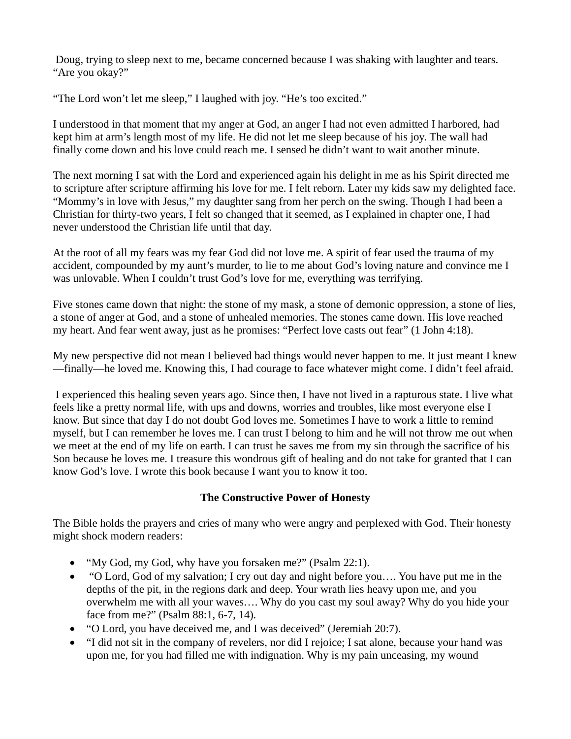Doug, trying to sleep next to me, became concerned because I was shaking with laughter and tears. "Are you okay?"

"The Lord won't let me sleep," I laughed with joy. "He's too excited."

I understood in that moment that my anger at God, an anger I had not even admitted I harbored, had kept him at arm's length most of my life. He did not let me sleep because of his joy. The wall had finally come down and his love could reach me. I sensed he didn't want to wait another minute.

The next morning I sat with the Lord and experienced again his delight in me as his Spirit directed me to scripture after scripture affirming his love for me. I felt reborn. Later my kids saw my delighted face. "Mommy's in love with Jesus," my daughter sang from her perch on the swing. Though I had been a Christian for thirty-two years, I felt so changed that it seemed, as I explained in chapter one, I had never understood the Christian life until that day.

At the root of all my fears was my fear God did not love me. A spirit of fear used the trauma of my accident, compounded by my aunt's murder, to lie to me about God's loving nature and convince me I was unlovable. When I couldn't trust God's love for me, everything was terrifying.

Five stones came down that night: the stone of my mask, a stone of demonic oppression, a stone of lies, a stone of anger at God, and a stone of unhealed memories. The stones came down. His love reached my heart. And fear went away, just as he promises: "Perfect love casts out fear" (1 John 4:18).

My new perspective did not mean I believed bad things would never happen to me. It just meant I knew—finally—he loved me. Knowing this, I had courage to face whatever might come. I didn't feel afraid.

I experienced this healing seven years ago. Since then, I have not lived in a rapturous state. I live what feels like a pretty normal life, with ups and downs, worries and troubles, like most everyone else I know. But since that day I do not doubt God loves me. Sometimes I have to work a little to remind myself, but I can remember he loves me. I can trust I belong to him and he will not throw me out when we meet at the end of my life on earth. I can trust he saves me from my sin through the sacrifice of his Son because he loves me. I treasure this wondrous gift of healing and do not take for granted that I can know God's love. I wrote this book because I want you to know it too.

## The Constructive Power of Honesty

The Bible holds the prayers and cries of many who were angry and perplexed with God. Their honesty might shock modern readers:

- "My God, my God, why have you forsaken me?" (Psalm 22:1).
- "O Lord, God of my salvation; I cry out day and night before you…. You have put me in the depths of the pit, in the regions dark and deep. Your wrath lies heavy upon me, and you overwhelm me with all your waves…. Why do you cast my soul away? Why do you hide your face from me?" (Psalm 88:1, 6-7, 14).
- "O Lord, you have deceived me, and I was deceived" (Jeremiah 20:7).
- "I did not sit in the company of revelers, nor did I rejoice; I sat alone, because your hand was upon me, for you had filled me with indignation. Why is my pain unceasing, my wound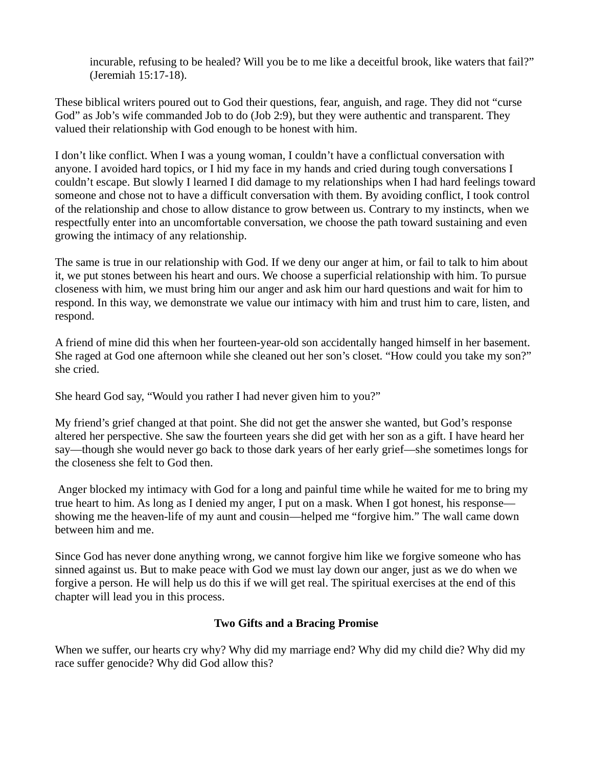> incurable, refusing to be healed? Will you be to me like a deceitful brook, like waters that fail?" (Jeremiah 15:17-18).

These biblical writers poured out to God their questions, fear, anguish, and rage. They did not "curse God" as Job's wife commanded Job to do (Job 2:9), but they were authentic and transparent. They valued their relationship with God enough to be honest with him.

I don't like conflict. When I was a young woman, I couldn't have a conflictual conversation with anyone. I avoided hard topics, or I hid my face in my hands and cried during tough conversations I couldn't escape. But slowly I learned I did damage to my relationships when I had hard feelings toward someone and chose not to have a difficult conversation with them. By avoiding conflict, I took control of the relationship and chose to allow distance to grow between us. Contrary to my instincts, when we respectfully enter into an uncomfortable conversation, we choose the path toward sustaining and even growing the intimacy of any relationship.

The same is true in our relationship with God. If we deny our anger at him, or fail to talk to him about it, we put stones between his heart and ours. We choose a superficial relationship with him. To pursue closeness with him, we must bring him our anger and ask him our hard questions and wait for him to respond. In this way, we demonstrate we value our intimacy with him and trust him to care, listen, and respond.

A friend of mine did this when her fourteen-year-old son accidentally hanged himself in her basement. She raged at God one afternoon while she cleaned out her son's closet. "How could you take my son?" she cried.

She heard God say, "Would you rather I had never given him to you?"

My friend's grief changed at that point. She did not get the answer she wanted, but God's response altered her perspective. She saw the fourteen years she did get with her son as a gift. I have heard her say—though she would never go back to those dark years of her early grief—she sometimes longs for the closeness she felt to God then.

Anger blocked my intimacy with God for a long and painful time while he waited for me to bring my true heart to him. As long as I denied my anger, I put on a mask. When I got honest, his response—showing me the heaven-life of my aunt and cousin—helped me "forgive him." The wall came down between him and me.

Since God has never done anything wrong, we cannot forgive him like we forgive someone who has sinned against us. But to make peace with God we must lay down our anger, just as we do when we forgive a person. He will help us do this if we will get real. The spiritual exercises at the end of this chapter will lead you in this process.

## Two Gifts and a Bracing Promise

When we suffer, our hearts cry why? Why did my marriage end? Why did my child die? Why did my race suffer genocide? Why did God allow this?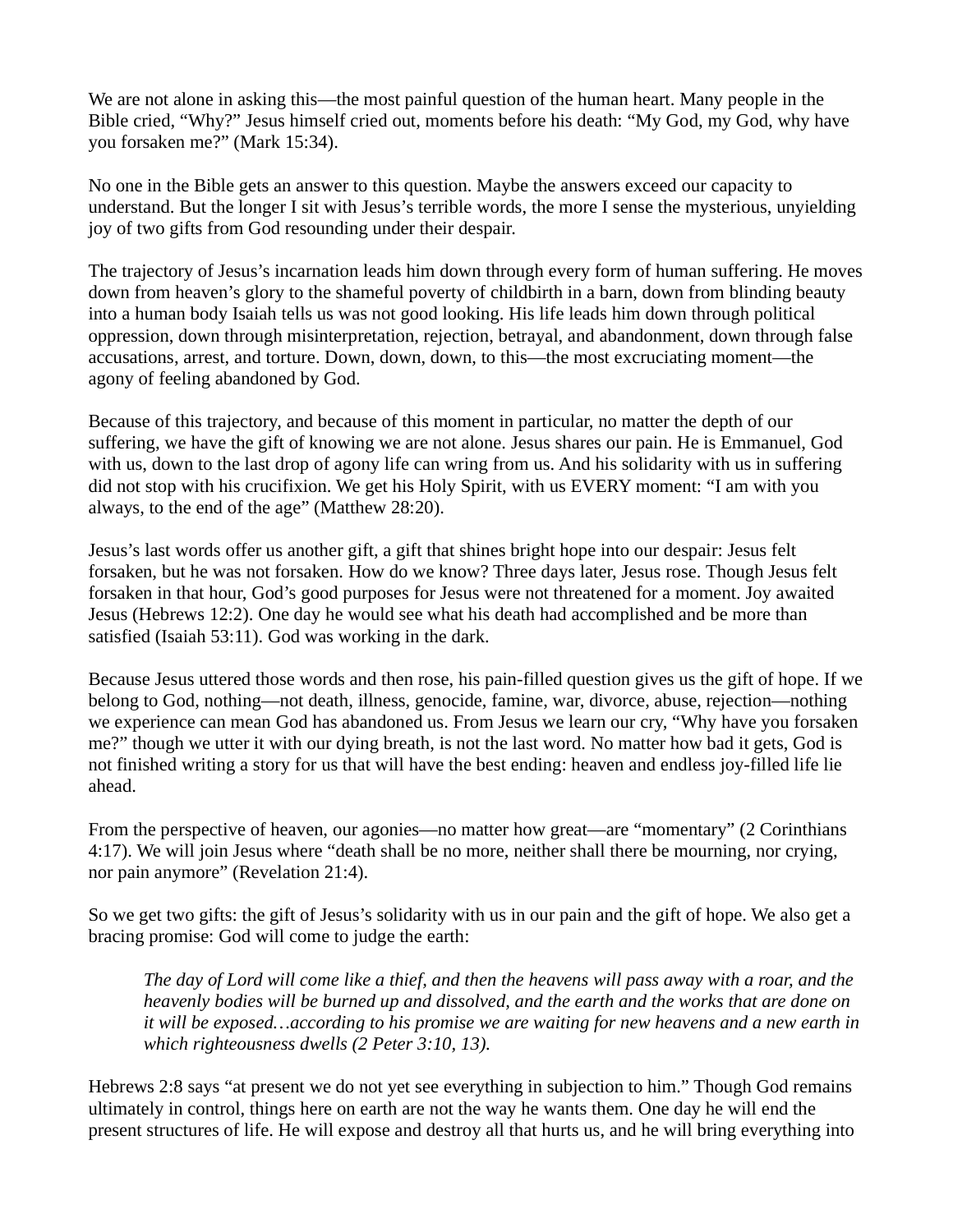We are not alone in asking this—the most painful question of the human heart. Many people in the Bible cried, "Why?" Jesus himself cried out, moments before his death: "My God, my God, why have you forsaken me?" (Mark 15:34).

No one in the Bible gets an answer to this question. Maybe the answers exceed our capacity to understand. But the longer I sit with Jesus's terrible words, the more I sense the mysterious, unyielding joy of two gifts from God resounding under their despair.

The trajectory of Jesus's incarnation leads him down through every form of human suffering. He moves down from heaven's glory to the shameful poverty of childbirth in a barn, down from blinding beauty into a human body Isaiah tells us was not good looking. His life leads him down through political oppression, down through misinterpretation, rejection, betrayal, and abandonment, down through false accusations, arrest, and torture. Down, down, down, to this—the most excruciating moment—the agony of feeling abandoned by God.

Because of this trajectory, and because of this moment in particular, no matter the depth of our suffering, we have the gift of knowing we are not alone. Jesus shares our pain. He is Emmanuel, God with us, down to the last drop of agony life can wring from us. And his solidarity with us in suffering did not stop with his crucifixion. We get his Holy Spirit, with us EVERY moment: "I am with you always, to the end of the age" (Matthew 28:20).

Jesus's last words offer us another gift, a gift that shines bright hope into our despair: Jesus felt forsaken, but he was not forsaken. How do we know? Three days later, Jesus rose. Though Jesus felt forsaken in that hour, God's good purposes for Jesus were not threatened for a moment. Joy awaited Jesus (Hebrews 12:2). One day he would see what his death had accomplished and be more than satisfied (Isaiah 53:11). God was working in the dark.

Because Jesus uttered those words and then rose, his pain-filled question gives us the gift of hope. If we belong to God, nothing—not death, illness, genocide, famine, war, divorce, abuse, rejection—nothing we experience can mean God has abandoned us. From Jesus we learn our cry, "Why have you forsaken me?" though we utter it with our dying breath, is not the last word. No matter how bad it gets, God is not finished writing a story for us that will have the best ending: heaven and endless joy-filled life lie ahead.

From the perspective of heaven, our agonies—no matter how great—are "momentary" (2 Corinthians 4:17). We will join Jesus where "death shall be no more, neither shall there be mourning, nor crying, nor pain anymore" (Revelation 21:4).

So we get two gifts: the gift of Jesus's solidarity with us in our pain and the gift of hope. We also get a bracing promise: God will come to judge the earth:

> *The day of Lord will come like a thief, and then the heavens will pass away with a roar, and the heavenly bodies will be burned up and dissolved, and the earth and the works that are done on it will be exposed…according to his promise we are waiting for new heavens and a new earth in which righteousness dwells (2 Peter 3:10, 13).*

Hebrews 2:8 says "at present we do not yet see everything in subjection to him." Though God remains ultimately in control, things here on earth are not the way he wants them. One day he will end the present structures of life. He will expose and destroy all that hurts us, and he will bring everything into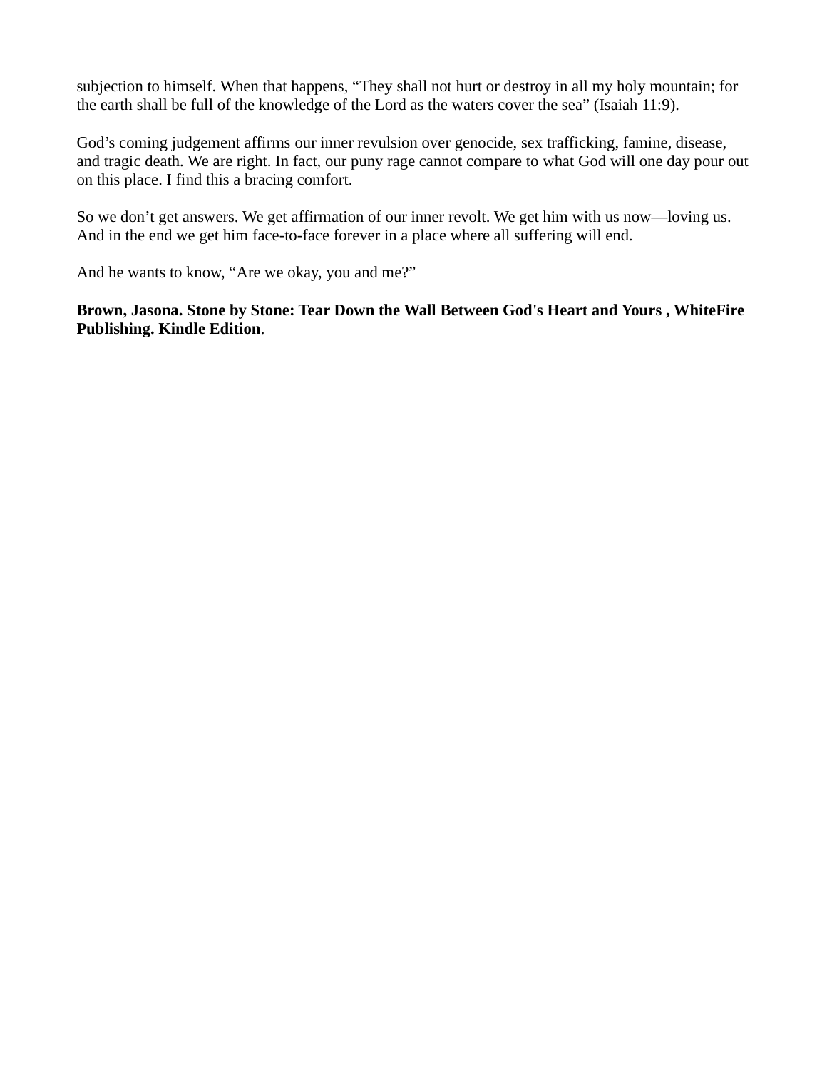subjection to himself. When that happens, “They shall not hurt or destroy in all my holy mountain; for the earth shall be full of the knowledge of the Lord as the waters cover the sea” (Isaiah 11:9).

God’s coming judgement affirms our inner revulsion over genocide, sex trafficking, famine, disease, and tragic death. We are right. In fact, our puny rage cannot compare to what God will one day pour out on this place. I find this a bracing comfort.

So we don’t get answers. We get affirmation of our inner revolt. We get him with us now—loving us. And in the end we get him face-to-face forever in a place where all suffering will end.

And he wants to know, “Are we okay, you and me?”

**Brown, Jasona. Stone by Stone: Tear Down the Wall Between God's Heart and Yours , WhiteFire Publishing. Kindle Edition**.